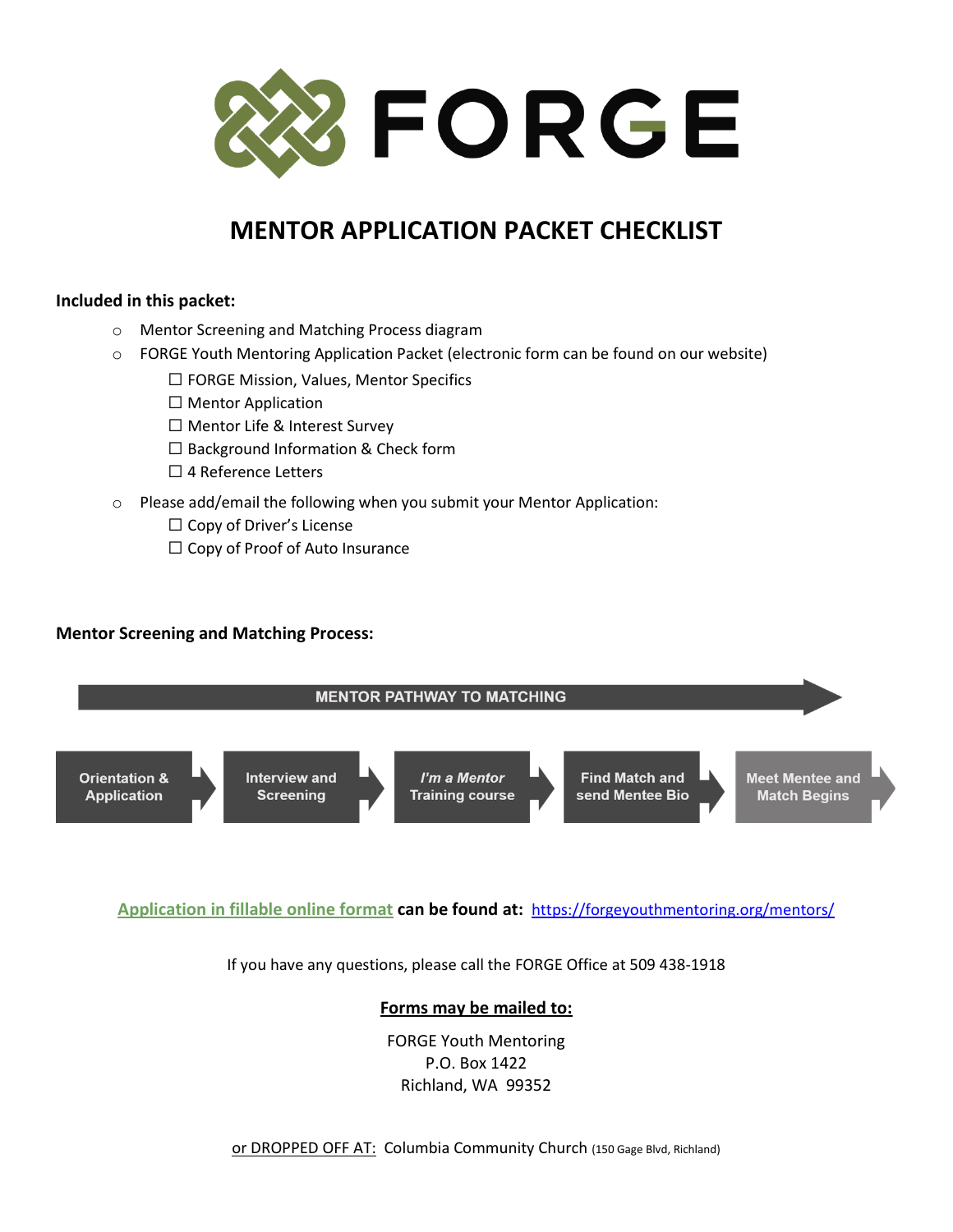# FORGE

## MENTOR APPLICATION PACKET CHECKLIST

**Included in this packet:**

- Mentor Screening and Matching Process diagram
- FORGE Youth Mentoring Application Packet (electronic form can be found on our website)
  - ☐ FORGE Mission, Values, Mentor Specifics
  - ☐ Mentor Application
  - ☐ Mentor Life & Interest Survey
  - ☐ Background Information & Check form
  - ☐ 4 Reference Letters
- Please add/email the following when you submit your Mentor Application:
  - ☐ Copy of Driver's License
  - ☐ Copy of Proof of Auto Insurance

**Mentor Screening and Matching Process:**

MENTOR PATHWAY TO MATCHING

Orientation & Application → Interview and Screening → *I'm a Mentor* Training course → Find Match and send Mentee Bio → Meet Mentee and Match Begins

Application in fillable online format **can be found at:** https://forgeyouthmentoring.org/mentors/

If you have any questions, please call the FORGE Office at 509 438-1918

**Forms may be mailed to:**

FORGE Youth Mentoring
P.O. Box 1422
Richland, WA 99352

or DROPPED OFF AT: Columbia Community Church (150 Gage Blvd, Richland)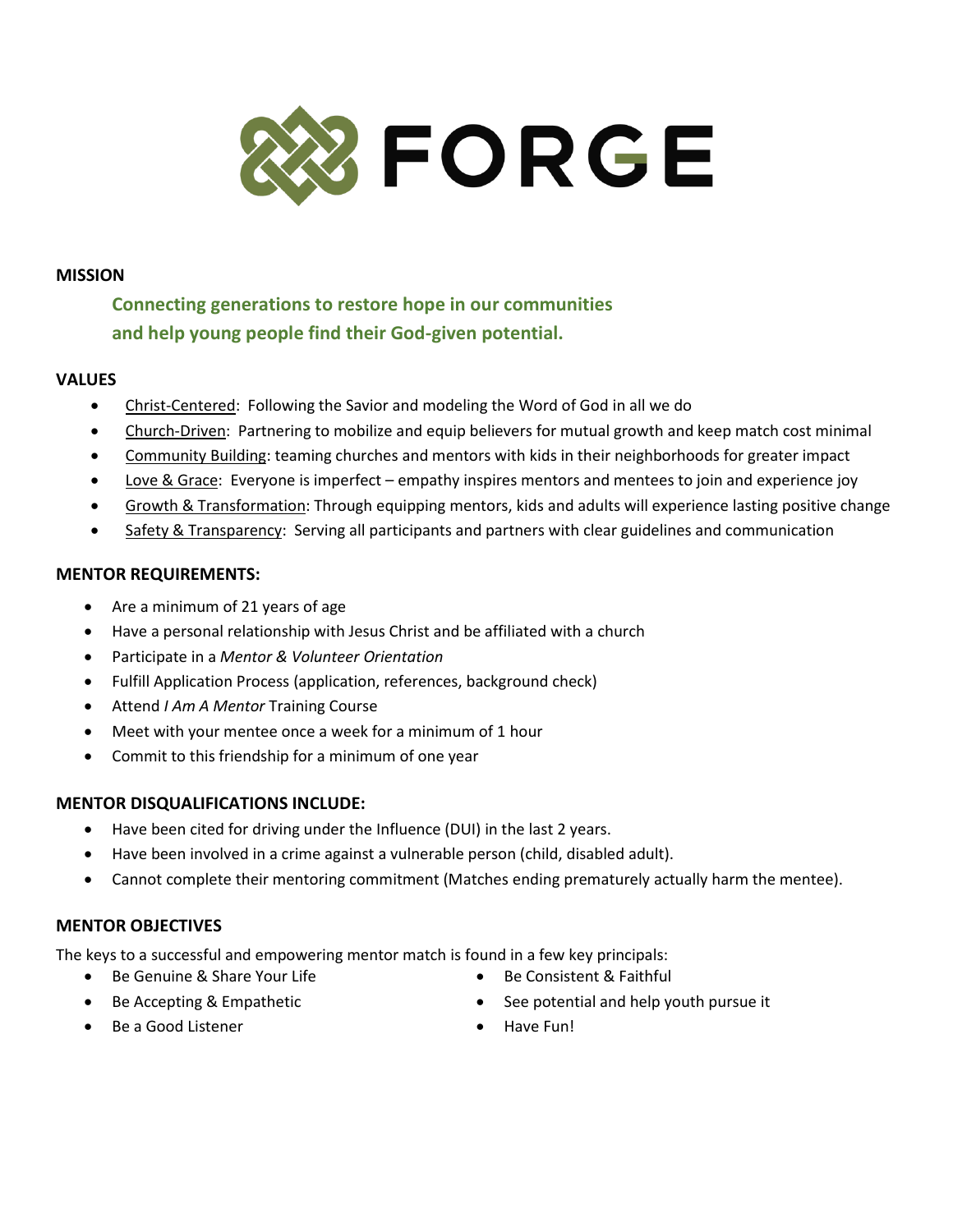# FORGE

## MISSION

**Connecting generations to restore hope in our communities and help young people find their God-given potential.**

## VALUES

- Christ-Centered: Following the Savior and modeling the Word of God in all we do
- Church-Driven: Partnering to mobilize and equip believers for mutual growth and keep match cost minimal
- Community Building: teaming churches and mentors with kids in their neighborhoods for greater impact
- Love & Grace: Everyone is imperfect – empathy inspires mentors and mentees to join and experience joy
- Growth & Transformation: Through equipping mentors, kids and adults will experience lasting positive change
- Safety & Transparency: Serving all participants and partners with clear guidelines and communication

## MENTOR REQUIREMENTS:

- Are a minimum of 21 years of age
- Have a personal relationship with Jesus Christ and be affiliated with a church
- Participate in a *Mentor & Volunteer Orientation*
- Fulfill Application Process (application, references, background check)
- Attend *I Am A Mentor* Training Course
- Meet with your mentee once a week for a minimum of 1 hour
- Commit to this friendship for a minimum of one year

## MENTOR DISQUALIFICATIONS INCLUDE:

- Have been cited for driving under the Influence (DUI) in the last 2 years.
- Have been involved in a crime against a vulnerable person (child, disabled adult).
- Cannot complete their mentoring commitment (Matches ending prematurely actually harm the mentee).

## MENTOR OBJECTIVES

The keys to a successful and empowering mentor match is found in a few key principals:

- Be Genuine & Share Your Life
- Be Accepting & Empathetic
- Be a Good Listener
- Be Consistent & Faithful
- See potential and help youth pursue it
- Have Fun!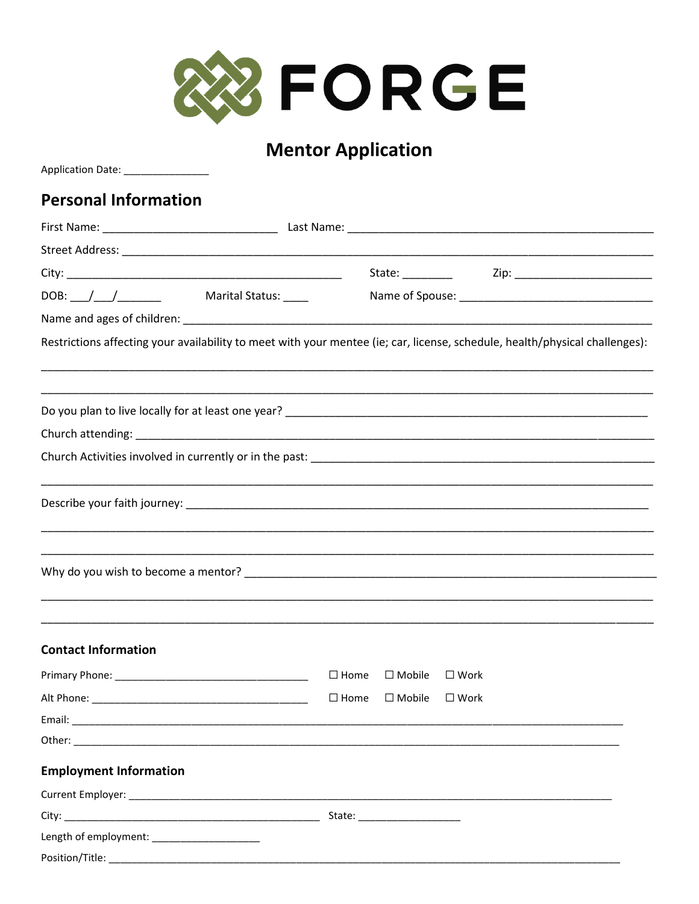FORGE

# Mentor Application

Application Date: _______________

## Personal Information

First Name: ____________________________ Last Name: ________________________________________________

Street Address: ____________________________________________________________________________________

City: ____________________________________________ State: ________ Zip: ______________________

DOB: ___/___/_______ Marital Status: ____ Name of Spouse: _______________________________

Name and ages of children: ___________________________________________________________________________

Restrictions affecting your availability to meet with your mentee (ie; car, license, schedule, health/physical challenges):

_____________________________________________________________________________________________________

_____________________________________________________________________________________________________

Do you plan to live locally for at least one year? ______________________________________________________________

Church attending: ___________________________________________________________________________________

Church Activities involved in currently or in the past: _________________________________________________________

_____________________________________________________________________________________________________

Describe your faith journey: ___________________________________________________________________________

_____________________________________________________________________________________________________

_____________________________________________________________________________________________________

Why do you wish to become a mentor? _______________________________________________________________

_____________________________________________________________________________________________________

_____________________________________________________________________________________________________

### Contact Information

Primary Phone: _________________________________ ☐ Home ☐ Mobile ☐ Work

Alt Phone: _____________________________________ ☐ Home ☐ Mobile ☐ Work

Email: ______________________________________________________________________________________________

Other: ______________________________________________________________________________________________

### Employment Information

Current Employer: _______________________________________________________________________________

City: ___________________________________________ State: _________________

Length of employment: __________________

Position/Title: __________________________________________________________________________________________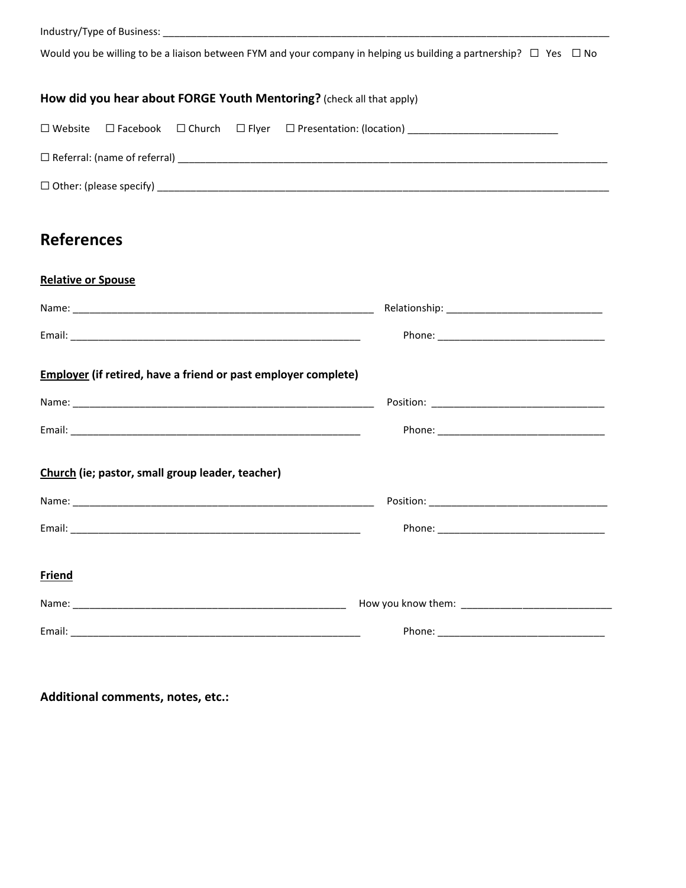Industry/Type of Business: ___________________________________________________________________________________

Would you be willing to be a liaison between FYM and your company in helping us building a partnership? ☐ Yes ☐ No

**How did you hear about FORGE Youth Mentoring?** (check all that apply)

☐ Website ☐ Facebook ☐ Church ☐ Flyer ☐ Presentation: (location) ___________________________

☐ Referral: (name of referral) ___________________________________________________________________________

☐ Other: (please specify) _______________________________________________________________________________

## References

**Relative or Spouse**

Name: _______________________________________________________ Relationship: ____________________________

Email: ______________________________________________________ Phone: ______________________________

**Employer (if retired, have a friend or past employer complete)**

Name: _______________________________________________________ Position: _______________________________

Email: ______________________________________________________ Phone: ______________________________

**Church (ie; pastor, small group leader, teacher)**

Name: _______________________________________________________ Position: ________________________________

Email: ______________________________________________________ Phone: ______________________________

**Friend**

Name: __________________________________________________ How you know them: ___________________________

Email: ______________________________________________________ Phone: ______________________________

**Additional comments, notes, etc.:**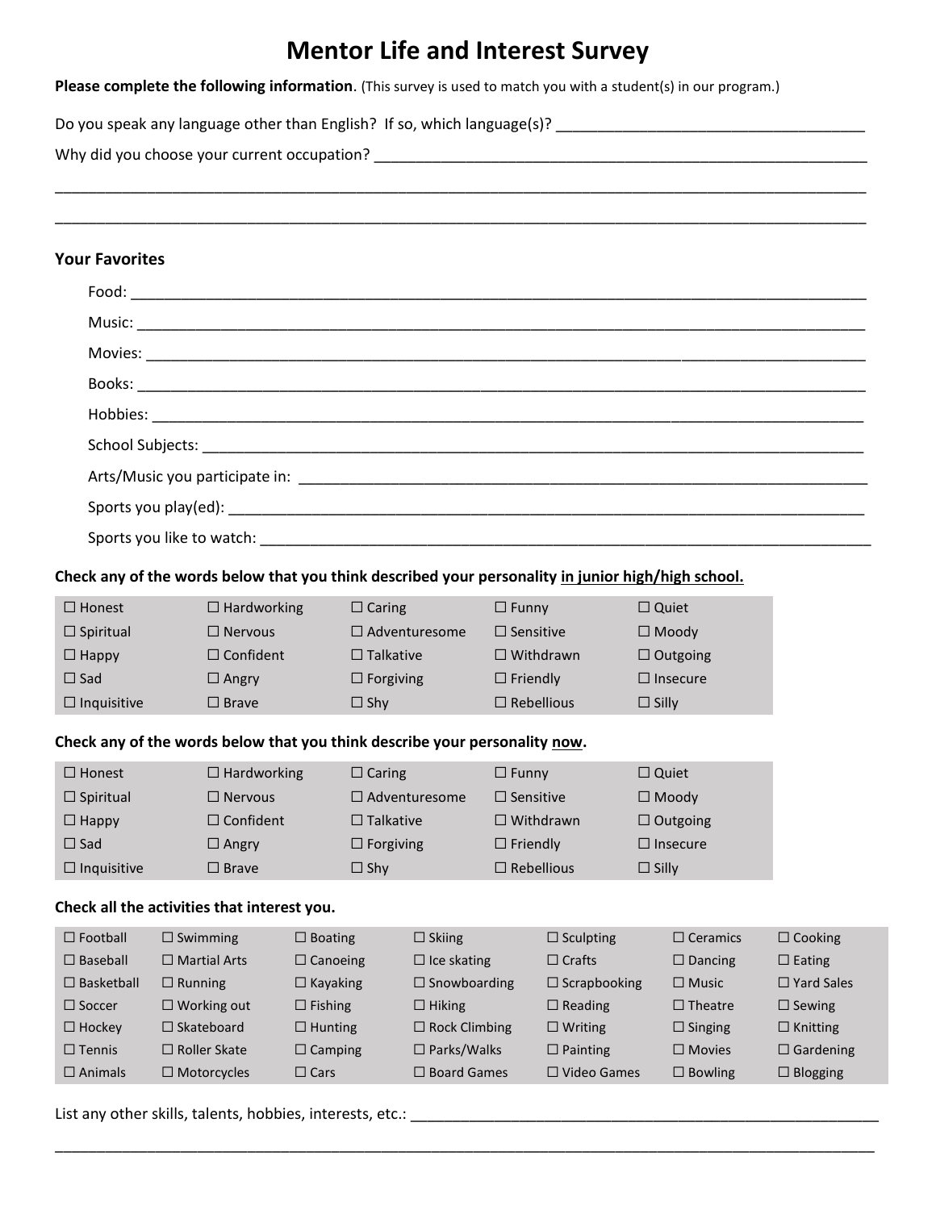# Mentor Life and Interest Survey

**Please complete the following information**. (This survey is used to match you with a student(s) in our program.)

Do you speak any language other than English? If so, which language(s)? ___________________________________

Why did you choose your current occupation? ___________________________________________________________

___________________________________________________________________________________________

___________________________________________________________________________________________

### Your Favorites

Food: ___________________________________________________________________________________

Music: __________________________________________________________________________________

Movies: _________________________________________________________________________________

Books: __________________________________________________________________________________

Hobbies: ________________________________________________________________________________

School Subjects: __________________________________________________________________________

Arts/Music you participate in: ______________________________________________________________

Sports you play(ed): ______________________________________________________________________

Sports you like to watch: ___________________________________________________________________

**Check any of the words below that you think described your personality <u>in junior high/high school.</u>**

| | | | | |
|---|---|---|---|---|
| ☐ Honest | ☐ Hardworking | ☐ Caring | ☐ Funny | ☐ Quiet |
| ☐ Spiritual | ☐ Nervous | ☐ Adventuresome | ☐ Sensitive | ☐ Moody |
| ☐ Happy | ☐ Confident | ☐ Talkative | ☐ Withdrawn | ☐ Outgoing |
| ☐ Sad | ☐ Angry | ☐ Forgiving | ☐ Friendly | ☐ Insecure |
| ☐ Inquisitive | ☐ Brave | ☐ Shy | ☐ Rebellious | ☐ Silly |

**Check any of the words below that you think describe your personality <u>now</u>.**

| | | | | |
|---|---|---|---|---|
| ☐ Honest | ☐ Hardworking | ☐ Caring | ☐ Funny | ☐ Quiet |
| ☐ Spiritual | ☐ Nervous | ☐ Adventuresome | ☐ Sensitive | ☐ Moody |
| ☐ Happy | ☐ Confident | ☐ Talkative | ☐ Withdrawn | ☐ Outgoing |
| ☐ Sad | ☐ Angry | ☐ Forgiving | ☐ Friendly | ☐ Insecure |
| ☐ Inquisitive | ☐ Brave | ☐ Shy | ☐ Rebellious | ☐ Silly |

**Check all the activities that interest you.**

| | | | | | | |
|---|---|---|---|---|---|---|
| ☐ Football | ☐ Swimming | ☐ Boating | ☐ Skiing | ☐ Sculpting | ☐ Ceramics | ☐ Cooking |
| ☐ Baseball | ☐ Martial Arts | ☐ Canoeing | ☐ Ice skating | ☐ Crafts | ☐ Dancing | ☐ Eating |
| ☐ Basketball | ☐ Running | ☐ Kayaking | ☐ Snowboarding | ☐ Scrapbooking | ☐ Music | ☐ Yard Sales |
| ☐ Soccer | ☐ Working out | ☐ Fishing | ☐ Hiking | ☐ Reading | ☐ Theatre | ☐ Sewing |
| ☐ Hockey | ☐ Skateboard | ☐ Hunting | ☐ Rock Climbing | ☐ Writing | ☐ Singing | ☐ Knitting |
| ☐ Tennis | ☐ Roller Skate | ☐ Camping | ☐ Parks/Walks | ☐ Painting | ☐ Movies | ☐ Gardening |
| ☐ Animals | ☐ Motorcycles | ☐ Cars | ☐ Board Games | ☐ Video Games | ☐ Bowling | ☐ Blogging |

List any other skills, talents, hobbies, interests, etc.: ___________________________________________________

___________________________________________________________________________________________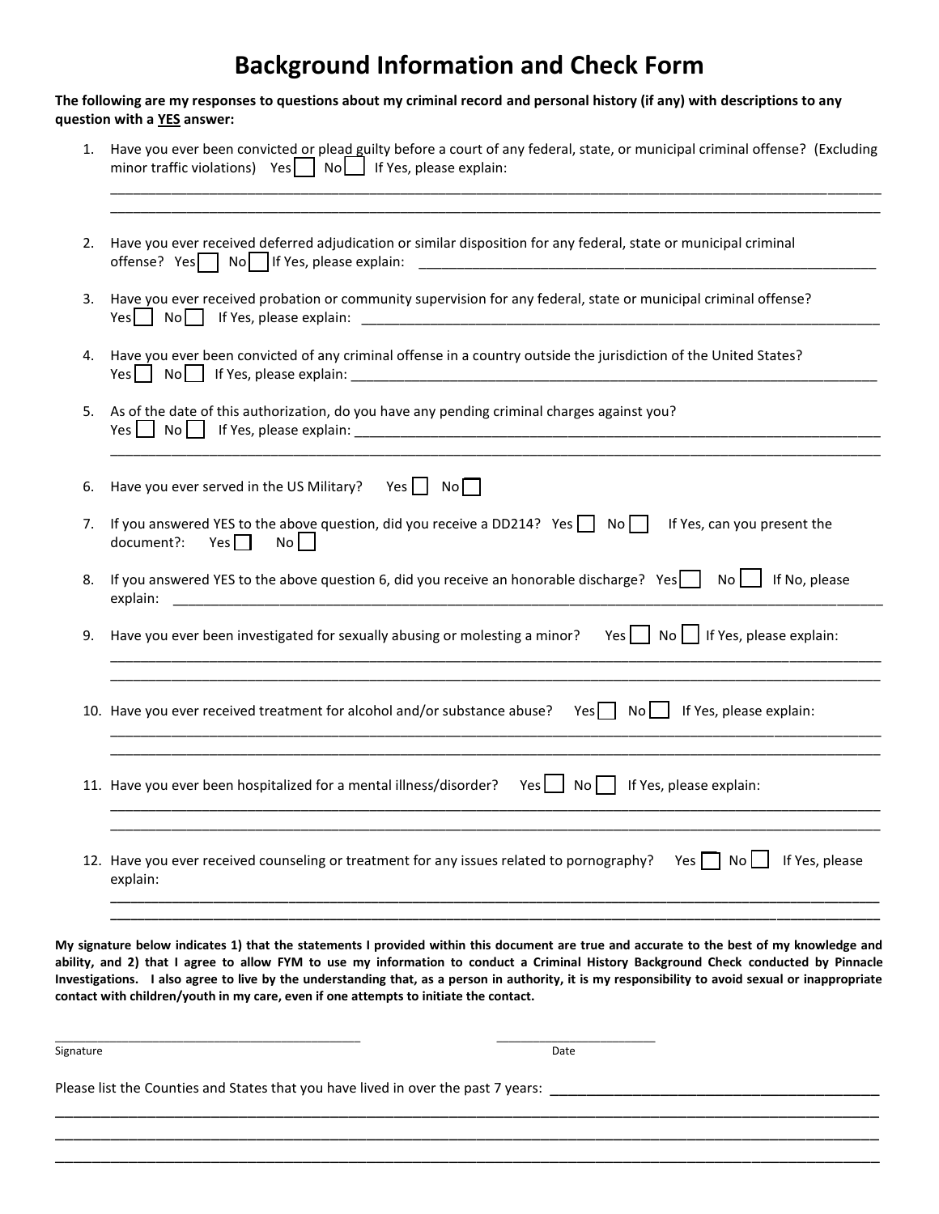# Background Information and Check Form

**The following are my responses to questions about my criminal record and personal history (if any) with descriptions to any question with a YES answer:**

1. Have you ever been convicted or plead guilty before a court of any federal, state, or municipal criminal offense? (Excluding minor traffic violations) Yes ☐ No ☐ If Yes, please explain:
   ______________________________________________________________________________
   ______________________________________________________________________________

2. Have you ever received deferred adjudication or similar disposition for any federal, state or municipal criminal offense? Yes ☐ No ☐ If Yes, please explain: ______________________________________

3. Have you ever received probation or community supervision for any federal, state or municipal criminal offense? Yes ☐ No ☐ If Yes, please explain: ______________________________________

4. Have you ever been convicted of any criminal offense in a country outside the jurisdiction of the United States? Yes ☐ No ☐ If Yes, please explain: ______________________________________

5. As of the date of this authorization, do you have any pending criminal charges against you? Yes ☐ No ☐ If Yes, please explain: ______________________________________
   ______________________________________________________________________________

6. Have you ever served in the US Military? Yes ☐ No ☐

7. If you answered YES to the above question, did you receive a DD214? Yes ☐ No ☐ If Yes, can you present the document?: Yes ☐ No ☐

8. If you answered YES to the above question 6, did you receive an honorable discharge? Yes ☐ No ☐ If No, please explain: ______________________________________

9. Have you ever been investigated for sexually abusing or molesting a minor? Yes ☐ No ☐ If Yes, please explain:
   ______________________________________________________________________________
   ______________________________________________________________________________

10. Have you ever received treatment for alcohol and/or substance abuse? Yes ☐ No ☐ If Yes, please explain:
    ______________________________________________________________________________
    ______________________________________________________________________________

11. Have you ever been hospitalized for a mental illness/disorder? Yes ☐ No ☐ If Yes, please explain:
    ______________________________________________________________________________
    ______________________________________________________________________________

12. Have you ever received counseling or treatment for any issues related to pornography? Yes ☐ No ☐ If Yes, please explain:
    ______________________________________________________________________________
    ______________________________________________________________________________

**My signature below indicates 1) that the statements I provided within this document are true and accurate to the best of my knowledge and ability, and 2) that I agree to allow FYM to use my information to conduct a Criminal History Background Check conducted by Pinnacle Investigations. I also agree to live by the understanding that, as a person in authority, it is my responsibility to avoid sexual or inappropriate contact with children/youth in my care, even if one attempts to initiate the contact.**

______________________________ ______________________

Signature Date

Please list the Counties and States that you have lived in over the past 7 years: ______________________________________
______________________________________________________________________________
______________________________________________________________________________
______________________________________________________________________________